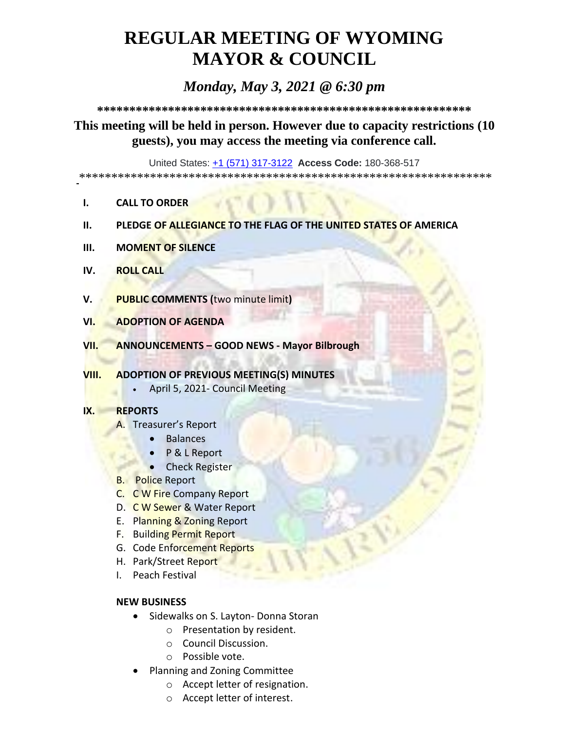# REGULAR MEETING OF WYOMING MAYOR & COUNCIL

## *Monday, May 3, 2021 @ 6:30 pm*

**\*\*\*\*\*\*\*\*\*\*\*\*\*\*\*\*\*\*\*\*\*\*\*\*\*\*\*\*\*\*\*\*\*\*\*\*\*\*\*\*\*\*\*\*\*\*\*\*\*\*\*\*\*\*\*\*\*\*\***

**This meeting will be held in person. However due to capacity restrictions (10 guests), you may access the meeting via conference call.**

United States: +1 (571) 317-3122 **Access Code:** 180-368-517

\*\*\*\*\*\*\*\*\*\*\*\*\*\*\*\*\*\*\*\*\*\*\*\*\*\*\*\*\*\*\*\*\*\*\*\*\*\*\*\*\*\*\*\*\*\*\*\*\*\*\*\*\*\*\*\*\*\*\*\*\*\*\*\*\*\*\*\*

**I. CALL TO ORDER**

**II. PLEDGE OF ALLEGIANCE TO THE FLAG OF THE UNITED STATES OF AMERICA**

**III. MOMENT OF SILENCE**

**IV. ROLL CALL**

**V. PUBLIC COMMENTS (**two minute limit**)**

**VI. ADOPTION OF AGENDA**

**VII. ANNOUNCEMENTS – GOOD NEWS - Mayor Bilbrough**

**VIII. ADOPTION OF PREVIOUS MEETING(S) MINUTES**

- April 5, 2021- Council Meeting

**IX. REPORTS**

A. Treasurer's Report
   - Balances
   - P & L Report
   - Check Register

B. Police Report

C. C W Fire Company Report

D. C W Sewer & Water Report

E. Planning & Zoning Report

F. Building Permit Report

G. Code Enforcement Reports

H. Park/Street Report

I. Peach Festival

**NEW BUSINESS**

- Sidewalks on S. Layton- Donna Storan
  - Presentation by resident.
  - Council Discussion.
  - Possible vote.
- Planning and Zoning Committee
  - Accept letter of resignation.
  - Accept letter of interest.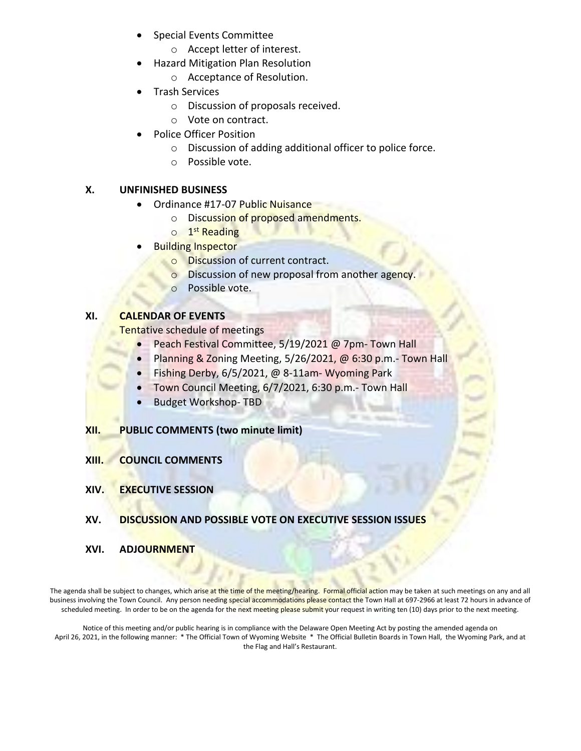- Special Events Committee
  - Accept letter of interest.
- Hazard Mitigation Plan Resolution
  - Acceptance of Resolution.
- Trash Services
  - Discussion of proposals received.
  - Vote on contract.
- Police Officer Position
  - Discussion of adding additional officer to police force.
  - Possible vote.

## X. UNFINISHED BUSINESS

- Ordinance #17-07 Public Nuisance
  - Discussion of proposed amendments.
  - 1st Reading
- Building Inspector
  - Discussion of current contract.
  - Discussion of new proposal from another agency.
  - Possible vote.

## XI. CALENDAR OF EVENTS

Tentative schedule of meetings

- Peach Festival Committee, 5/19/2021 @ 7pm- Town Hall
- Planning & Zoning Meeting, 5/26/2021, @ 6:30 p.m.- Town Hall
- Fishing Derby, 6/5/2021, @ 8-11am- Wyoming Park
- Town Council Meeting, 6/7/2021, 6:30 p.m.- Town Hall
- Budget Workshop- TBD

## XII. PUBLIC COMMENTS (two minute limit)

## XIII. COUNCIL COMMENTS

## XIV. EXECUTIVE SESSION

## XV. DISCUSSION AND POSSIBLE VOTE ON EXECUTIVE SESSION ISSUES

## XVI. ADJOURNMENT

The agenda shall be subject to changes, which arise at the time of the meeting/hearing. Formal official action may be taken at such meetings on any and all business involving the Town Council. Any person needing special accommodations please contact the Town Hall at 697-2966 at least 72 hours in advance of scheduled meeting. In order to be on the agenda for the next meeting please submit your request in writing ten (10) days prior to the next meeting.

Notice of this meeting and/or public hearing is in compliance with the Delaware Open Meeting Act by posting the amended agenda on April 26, 2021, in the following manner: * The Official Town of Wyoming Website * The Official Bulletin Boards in Town Hall, the Wyoming Park, and at the Flag and Hall's Restaurant.